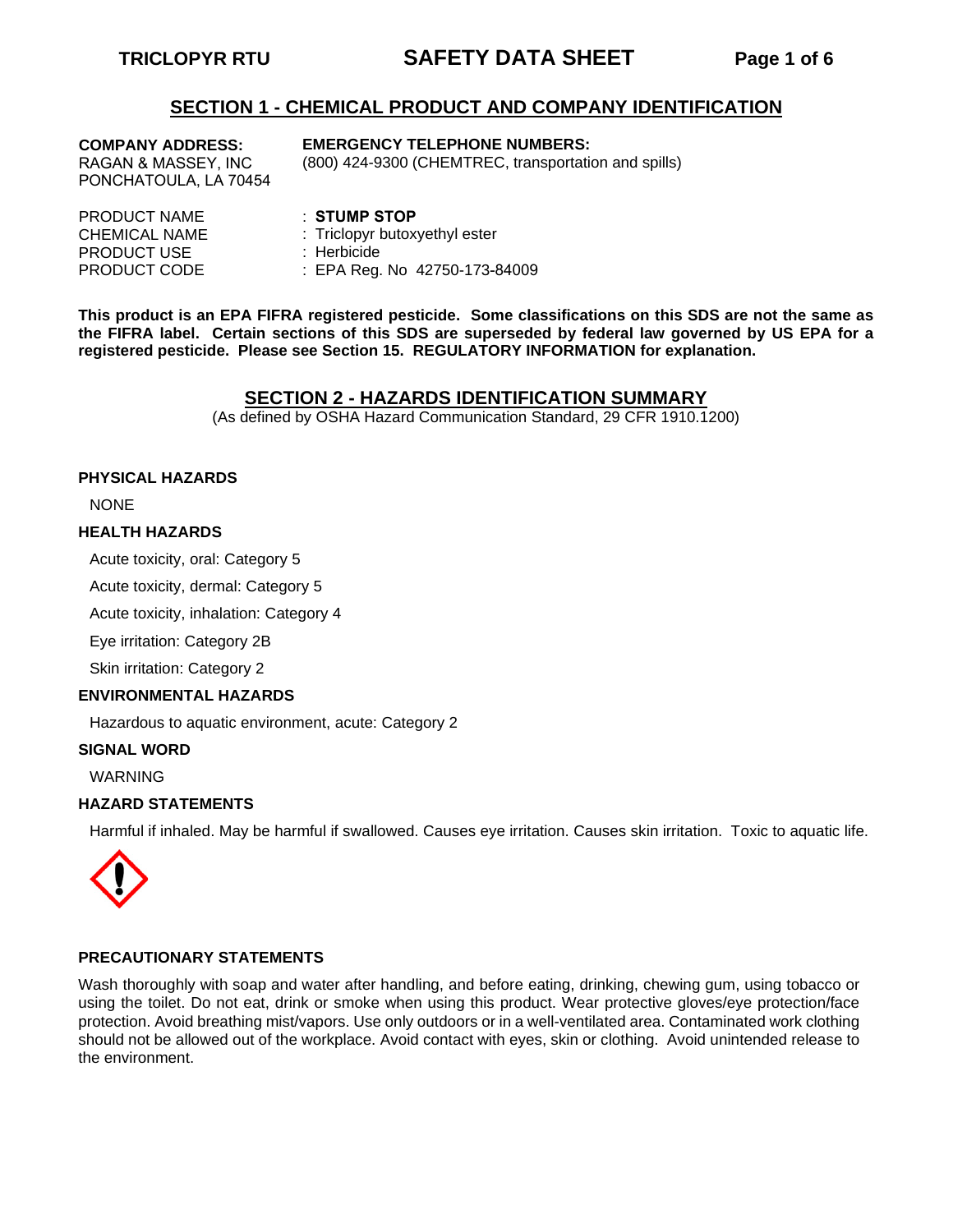## SECTION 1 - CHEMICAL PRODUCT AND COMPANY IDENTIFICATION

**COMPANY ADDRESS:**
RAGAN & MASSEY, INC
PONCHATOULA, LA 70454

**EMERGENCY TELEPHONE NUMBERS:**
(800) 424-9300 (CHEMTREC, transportation and spills)

| | |
|---|---|
| PRODUCT NAME | : **STUMP STOP** |
| CHEMICAL NAME | : Triclopyr butoxyethyl ester |
| PRODUCT USE | : Herbicide |
| PRODUCT CODE | : EPA Reg. No 42750-173-84009 |

**This product is an EPA FIFRA registered pesticide. Some classifications on this SDS are not the same as the FIFRA label. Certain sections of this SDS are superseded by federal law governed by US EPA for a registered pesticide. Please see Section 15. REGULATORY INFORMATION for explanation.**

## SECTION 2 - HAZARDS IDENTIFICATION SUMMARY

(As defined by OSHA Hazard Communication Standard, 29 CFR 1910.1200)

**PHYSICAL HAZARDS**

NONE

**HEALTH HAZARDS**

Acute toxicity, oral: Category 5

Acute toxicity, dermal: Category 5

Acute toxicity, inhalation: Category 4

Eye irritation: Category 2B

Skin irritation: Category 2

**ENVIRONMENTAL HAZARDS**

Hazardous to aquatic environment, acute: Category 2

**SIGNAL WORD**

WARNING

**HAZARD STATEMENTS**

Harmful if inhaled. May be harmful if swallowed. Causes eye irritation. Causes skin irritation. Toxic to aquatic life.

**PRECAUTIONARY STATEMENTS**

Wash thoroughly with soap and water after handling, and before eating, drinking, chewing gum, using tobacco or using the toilet. Do not eat, drink or smoke when using this product. Wear protective gloves/eye protection/face protection. Avoid breathing mist/vapors. Use only outdoors or in a well-ventilated area. Contaminated work clothing should not be allowed out of the workplace. Avoid contact with eyes, skin or clothing. Avoid unintended release to the environment.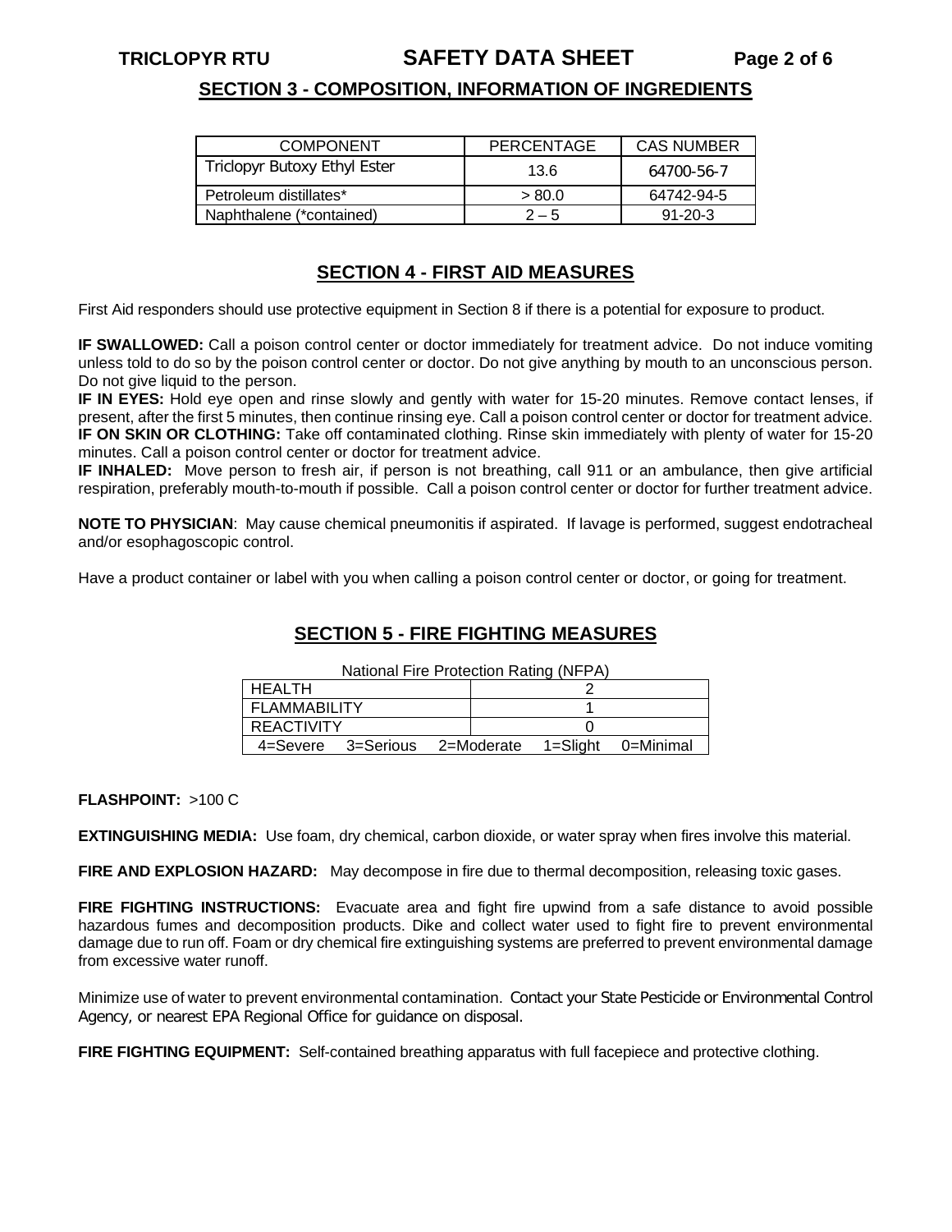## SECTION 3 - COMPOSITION, INFORMATION OF INGREDIENTS

| COMPONENT | PERCENTAGE | CAS NUMBER |
|---|---|---|
| Triclopyr Butoxy Ethyl Ester | 13.6 | 64700-56-7 |
| Petroleum distillates* | > 80.0 | 64742-94-5 |
| Naphthalene (*contained) | 2 – 5 | 91-20-3 |

## SECTION 4 - FIRST AID MEASURES

First Aid responders should use protective equipment in Section 8 if there is a potential for exposure to product.

**IF SWALLOWED:** Call a poison control center or doctor immediately for treatment advice. Do not induce vomiting unless told to do so by the poison control center or doctor. Do not give anything by mouth to an unconscious person. Do not give liquid to the person.

**IF IN EYES:** Hold eye open and rinse slowly and gently with water for 15-20 minutes. Remove contact lenses, if present, after the first 5 minutes, then continue rinsing eye. Call a poison control center or doctor for treatment advice.

**IF ON SKIN OR CLOTHING:** Take off contaminated clothing. Rinse skin immediately with plenty of water for 15-20 minutes. Call a poison control center or doctor for treatment advice.

**IF INHALED:** Move person to fresh air, if person is not breathing, call 911 or an ambulance, then give artificial respiration, preferably mouth-to-mouth if possible. Call a poison control center or doctor for further treatment advice.

**NOTE TO PHYSICIAN**: May cause chemical pneumonitis if aspirated. If lavage is performed, suggest endotracheal and/or esophagoscopic control.

Have a product container or label with you when calling a poison control center or doctor, or going for treatment.

## SECTION 5 - FIRE FIGHTING MEASURES

National Fire Protection Rating (NFPA)

| | |
|---|---|
| HEALTH | 2 |
| FLAMMABILITY | 1 |
| REACTIVITY | 0 |
| 4=Severe 3=Serious 2=Moderate 1=Slight 0=Minimal | |

**FLASHPOINT:** >100 C

**EXTINGUISHING MEDIA:** Use foam, dry chemical, carbon dioxide, or water spray when fires involve this material.

**FIRE AND EXPLOSION HAZARD:** May decompose in fire due to thermal decomposition, releasing toxic gases.

**FIRE FIGHTING INSTRUCTIONS:** Evacuate area and fight fire upwind from a safe distance to avoid possible hazardous fumes and decomposition products. Dike and collect water used to fight fire to prevent environmental damage due to run off. Foam or dry chemical fire extinguishing systems are preferred to prevent environmental damage from excessive water runoff.

Minimize use of water to prevent environmental contamination. Contact your State Pesticide or Environmental Control Agency, or nearest EPA Regional Office for guidance on disposal.

**FIRE FIGHTING EQUIPMENT:** Self-contained breathing apparatus with full facepiece and protective clothing.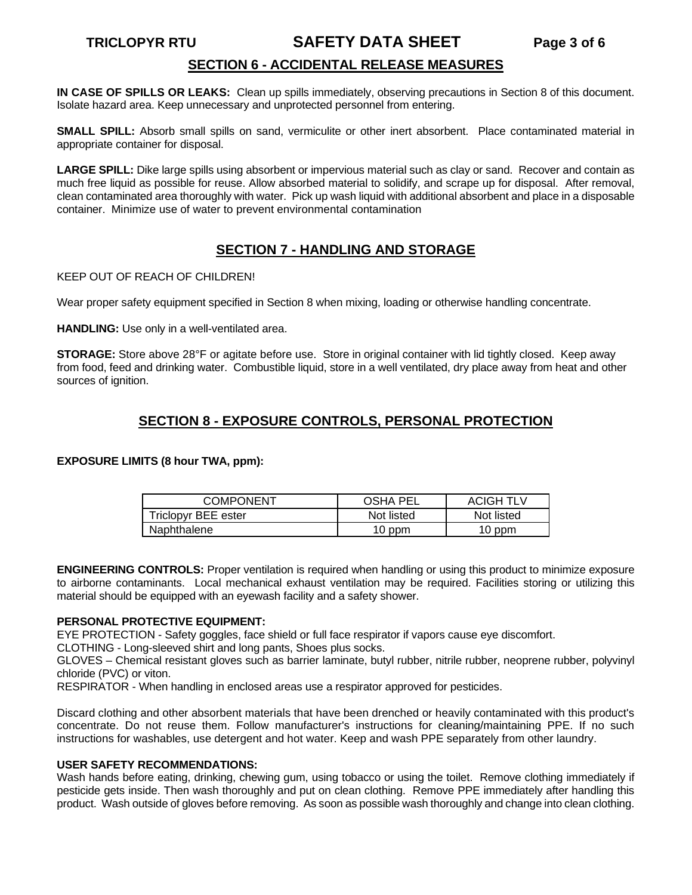## SECTION 6 - ACCIDENTAL RELEASE MEASURES

**IN CASE OF SPILLS OR LEAKS:** Clean up spills immediately, observing precautions in Section 8 of this document. Isolate hazard area. Keep unnecessary and unprotected personnel from entering.

**SMALL SPILL:** Absorb small spills on sand, vermiculite or other inert absorbent. Place contaminated material in appropriate container for disposal.

**LARGE SPILL:** Dike large spills using absorbent or impervious material such as clay or sand. Recover and contain as much free liquid as possible for reuse. Allow absorbed material to solidify, and scrape up for disposal. After removal, clean contaminated area thoroughly with water. Pick up wash liquid with additional absorbent and place in a disposable container. Minimize use of water to prevent environmental contamination

## SECTION 7 - HANDLING AND STORAGE

KEEP OUT OF REACH OF CHILDREN!

Wear proper safety equipment specified in Section 8 when mixing, loading or otherwise handling concentrate.

**HANDLING:** Use only in a well-ventilated area.

**STORAGE:** Store above 28°F or agitate before use. Store in original container with lid tightly closed. Keep away from food, feed and drinking water. Combustible liquid, store in a well ventilated, dry place away from heat and other sources of ignition.

## SECTION 8 - EXPOSURE CONTROLS, PERSONAL PROTECTION

**EXPOSURE LIMITS (8 hour TWA, ppm):**

| COMPONENT | OSHA PEL | ACIGH TLV |
|---|---|---|
| Triclopyr BEE ester | Not listed | Not listed |
| Naphthalene | 10 ppm | 10 ppm |

**ENGINEERING CONTROLS:** Proper ventilation is required when handling or using this product to minimize exposure to airborne contaminants. Local mechanical exhaust ventilation may be required. Facilities storing or utilizing this material should be equipped with an eyewash facility and a safety shower.

**PERSONAL PROTECTIVE EQUIPMENT:**
EYE PROTECTION - Safety goggles, face shield or full face respirator if vapors cause eye discomfort.
CLOTHING - Long-sleeved shirt and long pants, Shoes plus socks.
GLOVES – Chemical resistant gloves such as barrier laminate, butyl rubber, nitrile rubber, neoprene rubber, polyvinyl chloride (PVC) or viton.
RESPIRATOR - When handling in enclosed areas use a respirator approved for pesticides.

Discard clothing and other absorbent materials that have been drenched or heavily contaminated with this product's concentrate. Do not reuse them. Follow manufacturer's instructions for cleaning/maintaining PPE. If no such instructions for washables, use detergent and hot water. Keep and wash PPE separately from other laundry.

**USER SAFETY RECOMMENDATIONS:**
Wash hands before eating, drinking, chewing gum, using tobacco or using the toilet. Remove clothing immediately if pesticide gets inside. Then wash thoroughly and put on clean clothing. Remove PPE immediately after handling this product. Wash outside of gloves before removing. As soon as possible wash thoroughly and change into clean clothing.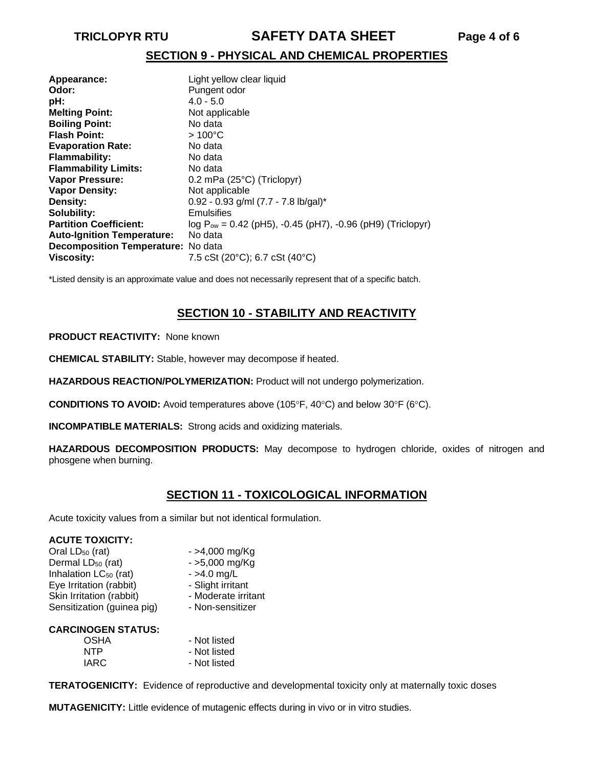## SECTION 9 - PHYSICAL AND CHEMICAL PROPERTIES

| | |
|---|---|
| **Appearance:** | Light yellow clear liquid |
| **Odor:** | Pungent odor |
| **pH:** | 4.0 - 5.0 |
| **Melting Point:** | Not applicable |
| **Boiling Point:** | No data |
| **Flash Point:** | > 100°C |
| **Evaporation Rate:** | No data |
| **Flammability:** | No data |
| **Flammability Limits:** | No data |
| **Vapor Pressure:** | 0.2 mPa (25°C) (Triclopyr) |
| **Vapor Density:** | Not applicable |
| **Density:** | 0.92 - 0.93 g/ml (7.7 - 7.8 lb/gal)* |
| **Solubility:** | Emulsifies |
| **Partition Coefficient:** | log $P_{ow}$ = 0.42 (pH5), -0.45 (pH7), -0.96 (pH9) (Triclopyr) |
| **Auto-Ignition Temperature:** | No data |
| **Decomposition Temperature:** | No data |
| **Viscosity:** | 7.5 cSt (20°C); 6.7 cSt (40°C) |

*Listed density is an approximate value and does not necessarily represent that of a specific batch.

## SECTION 10 - STABILITY AND REACTIVITY

**PRODUCT REACTIVITY:** None known

**CHEMICAL STABILITY:** Stable, however may decompose if heated.

**HAZARDOUS REACTION/POLYMERIZATION:** Product will not undergo polymerization.

**CONDITIONS TO AVOID:** Avoid temperatures above (105°F, 40°C) and below 30°F (6°C).

**INCOMPATIBLE MATERIALS:** Strong acids and oxidizing materials.

**HAZARDOUS DECOMPOSITION PRODUCTS:** May decompose to hydrogen chloride, oxides of nitrogen and phosgene when burning.

## SECTION 11 - TOXICOLOGICAL INFORMATION

Acute toxicity values from a similar but not identical formulation.

**ACUTE TOXICITY:**

| | |
|---|---|
| Oral $LD_{50}$ (rat) | - >4,000 mg/Kg |
| Dermal $LD_{50}$ (rat) | - >5,000 mg/Kg |
| Inhalation $LC_{50}$ (rat) | - >4.0 mg/L |
| Eye Irritation (rabbit) | - Slight irritant |
| Skin Irritation (rabbit) | - Moderate irritant |
| Sensitization (guinea pig) | - Non-sensitizer |

**CARCINOGEN STATUS:**

| | |
|---|---|
| OSHA | - Not listed |
| NTP | - Not listed |
| IARC | - Not listed |

**TERATOGENICITY:** Evidence of reproductive and developmental toxicity only at maternally toxic doses

**MUTAGENICITY:** Little evidence of mutagenic effects during in vivo or in vitro studies.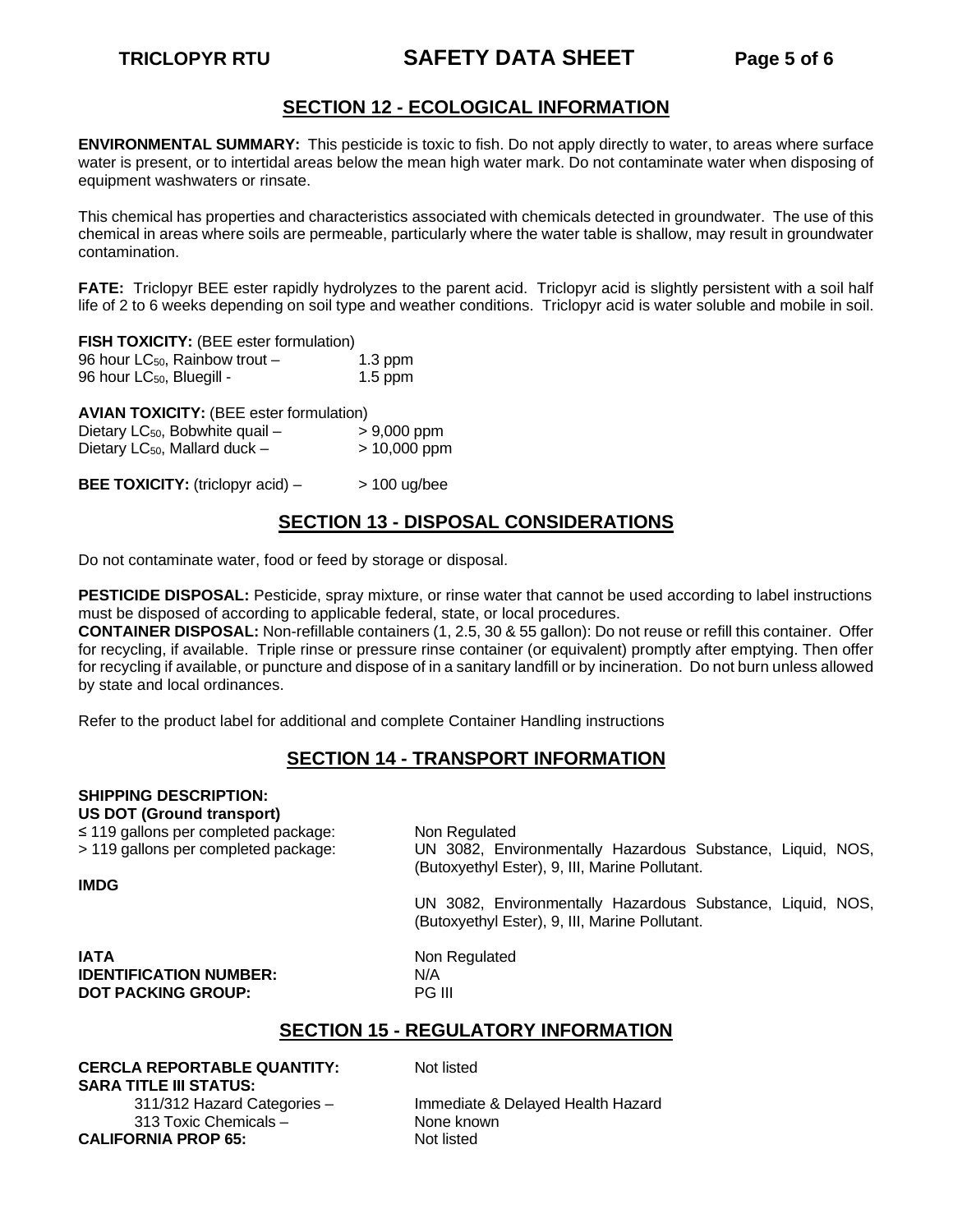## SECTION 12 - ECOLOGICAL INFORMATION

**ENVIRONMENTAL SUMMARY:** This pesticide is toxic to fish. Do not apply directly to water, to areas where surface water is present, or to intertidal areas below the mean high water mark. Do not contaminate water when disposing of equipment washwaters or rinsate.

This chemical has properties and characteristics associated with chemicals detected in groundwater. The use of this chemical in areas where soils are permeable, particularly where the water table is shallow, may result in groundwater contamination.

**FATE:** Triclopyr BEE ester rapidly hydrolyzes to the parent acid. Triclopyr acid is slightly persistent with a soil half life of 2 to 6 weeks depending on soil type and weather conditions. Triclopyr acid is water soluble and mobile in soil.

**FISH TOXICITY:** (BEE ester formulation)

| | |
|---|---|
| 96 hour $LC_{50}$, Rainbow trout – | 1.3 ppm |
| 96 hour $LC_{50}$, Bluegill - | 1.5 ppm |

**AVIAN TOXICITY:** (BEE ester formulation)

| | |
|---|---|
| Dietary $LC_{50}$, Bobwhite quail – | > 9,000 ppm |
| Dietary $LC_{50}$, Mallard duck – | > 10,000 ppm |

**BEE TOXICITY:** (triclopyr acid) – > 100 ug/bee

## SECTION 13 - DISPOSAL CONSIDERATIONS

Do not contaminate water, food or feed by storage or disposal.

**PESTICIDE DISPOSAL:** Pesticide, spray mixture, or rinse water that cannot be used according to label instructions must be disposed of according to applicable federal, state, or local procedures.

**CONTAINER DISPOSAL:** Non-refillable containers (1, 2.5, 30 & 55 gallon): Do not reuse or refill this container. Offer for recycling, if available. Triple rinse or pressure rinse container (or equivalent) promptly after emptying. Then offer for recycling if available, or puncture and dispose of in a sanitary landfill or by incineration. Do not burn unless allowed by state and local ordinances.

Refer to the product label for additional and complete Container Handling instructions

## SECTION 14 - TRANSPORT INFORMATION

**SHIPPING DESCRIPTION:**

**US DOT (Ground transport)**

| | |
|---|---|
| ≤ 119 gallons per completed package: | Non Regulated |
| > 119 gallons per completed package: | UN 3082, Environmentally Hazardous Substance, Liquid, NOS, (Butoxyethyl Ester), 9, III, Marine Pollutant. |
| **IMDG** | UN 3082, Environmentally Hazardous Substance, Liquid, NOS, (Butoxyethyl Ester), 9, III, Marine Pollutant. |
| **IATA** | Non Regulated |
| **IDENTIFICATION NUMBER:** | N/A |
| **DOT PACKING GROUP:** | PG III |

## SECTION 15 - REGULATORY INFORMATION

| | |
|---|---|
| **CERCLA REPORTABLE QUANTITY:** | Not listed |
| **SARA TITLE III STATUS:** | |
| 311/312 Hazard Categories – | Immediate & Delayed Health Hazard |
| 313 Toxic Chemicals – | None known |
| **CALIFORNIA PROP 65:** | Not listed |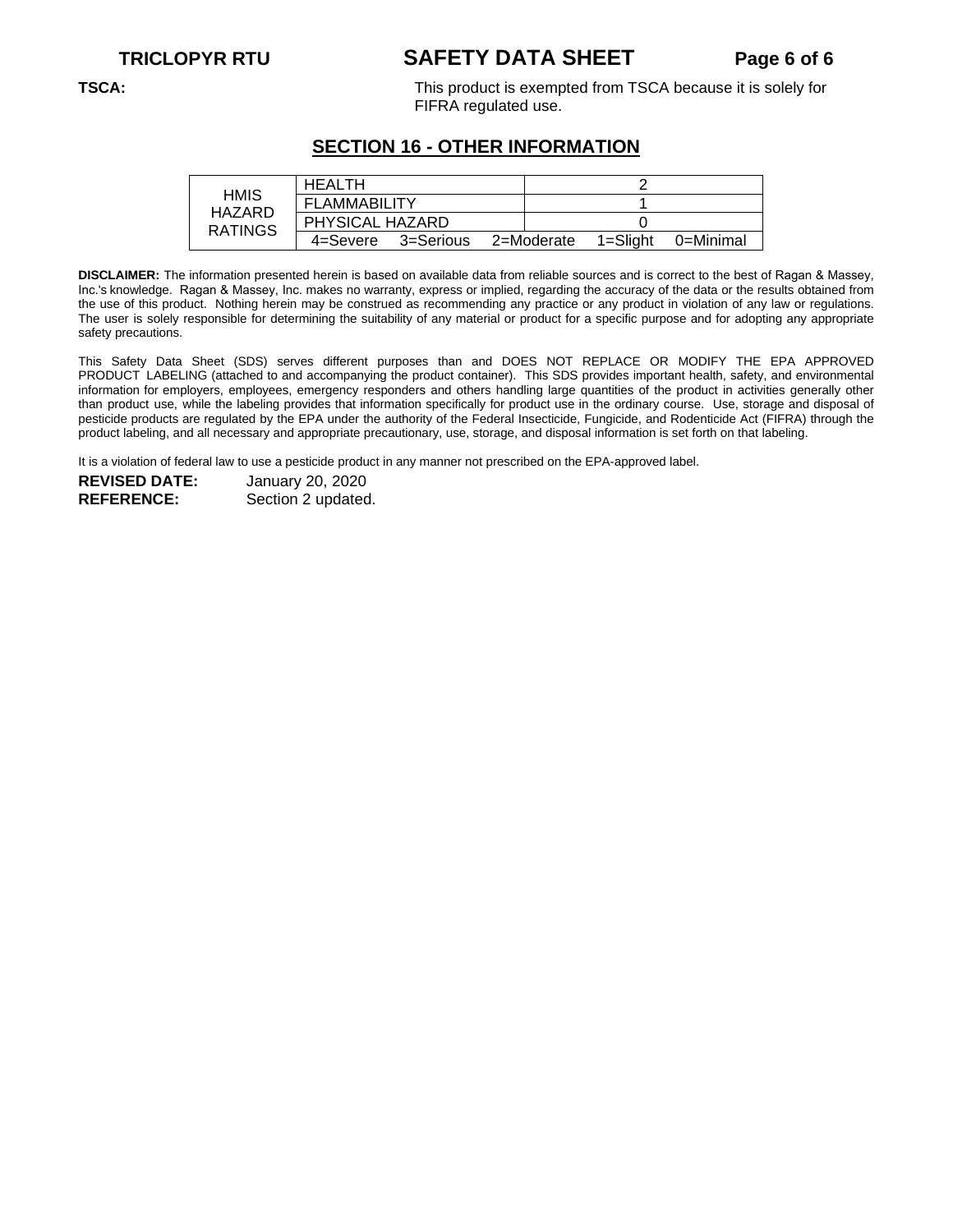**TSCA:** This product is exempted from TSCA because it is solely for FIFRA regulated use.

## SECTION 16 - OTHER INFORMATION

| | | |
|---|---|---|
| HMIS HAZARD RATINGS | HEALTH | 2 |
| | FLAMMABILITY | 1 |
| | PHYSICAL HAZARD | 0 |
| | 4=Severe 3=Serious 2=Moderate 1=Slight 0=Minimal | |

**DISCLAIMER:** The information presented herein is based on available data from reliable sources and is correct to the best of Ragan & Massey, Inc.'s knowledge. Ragan & Massey, Inc. makes no warranty, express or implied, regarding the accuracy of the data or the results obtained from the use of this product. Nothing herein may be construed as recommending any practice or any product in violation of any law or regulations. The user is solely responsible for determining the suitability of any material or product for a specific purpose and for adopting any appropriate safety precautions.

This Safety Data Sheet (SDS) serves different purposes than and DOES NOT REPLACE OR MODIFY THE EPA APPROVED PRODUCT LABELING (attached to and accompanying the product container). This SDS provides important health, safety, and environmental information for employers, employees, emergency responders and others handling large quantities of the product in activities generally other than product use, while the labeling provides that information specifically for product use in the ordinary course. Use, storage and disposal of pesticide products are regulated by the EPA under the authority of the Federal Insecticide, Fungicide, and Rodenticide Act (FIFRA) through the product labeling, and all necessary and appropriate precautionary, use, storage, and disposal information is set forth on that labeling.

It is a violation of federal law to use a pesticide product in any manner not prescribed on the EPA-approved label.

**REVISED DATE:** January 20, 2020
**REFERENCE:** Section 2 updated.